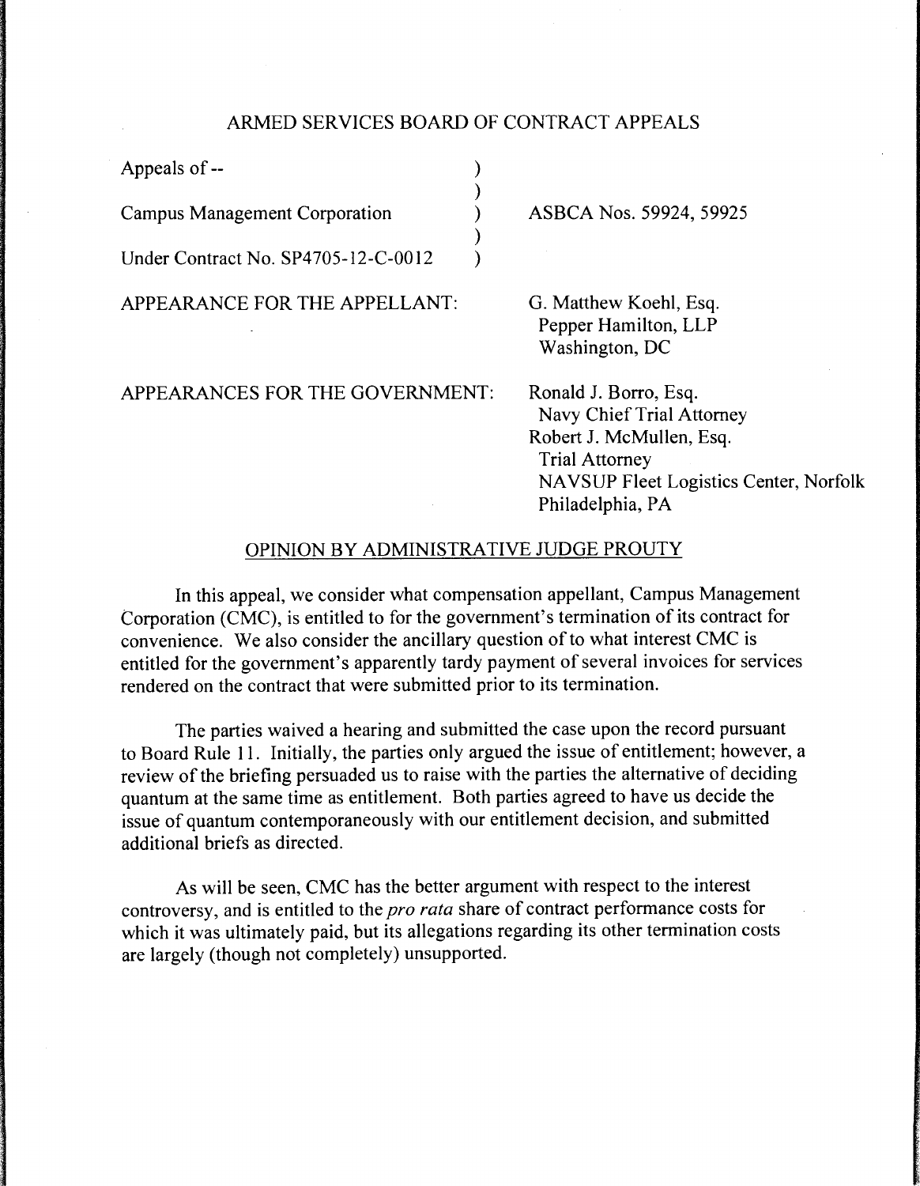## ARMED SERVICES BOARD OF CONTRACT APPEALS

Appeals of --

Campus Management Corporation

Under Contract No. SP4705-12-C-0012

ASBCA Nos. 59924, 59925

APPEARANCE FOR THE APPELLANT:

G. Matthew Koehl, Esq.
Pepper Hamilton, LLP
Washington, DC

APPEARANCES FOR THE GOVERNMENT:

Ronald J. Borro, Esq.
Navy Chief Trial Attorney
Robert J. McMullen, Esq.
Trial Attorney
NAVSUP Fleet Logistics Center, Norfolk
Philadelphia, PA

### OPINION BY ADMINISTRATIVE JUDGE PROUTY

In this appeal, we consider what compensation appellant, Campus Management Corporation (CMC), is entitled to for the government's termination of its contract for convenience. We also consider the ancillary question of to what interest CMC is entitled for the government's apparently tardy payment of several invoices for services rendered on the contract that were submitted prior to its termination.

The parties waived a hearing and submitted the case upon the record pursuant to Board Rule 11. Initially, the parties only argued the issue of entitlement; however, a review of the briefing persuaded us to raise with the parties the alternative of deciding quantum at the same time as entitlement. Both parties agreed to have us decide the issue of quantum contemporaneously with our entitlement decision, and submitted additional briefs as directed.

As will be seen, CMC has the better argument with respect to the interest controversy, and is entitled to the *pro rata* share of contract performance costs for which it was ultimately paid, but its allegations regarding its other termination costs are largely (though not completely) unsupported.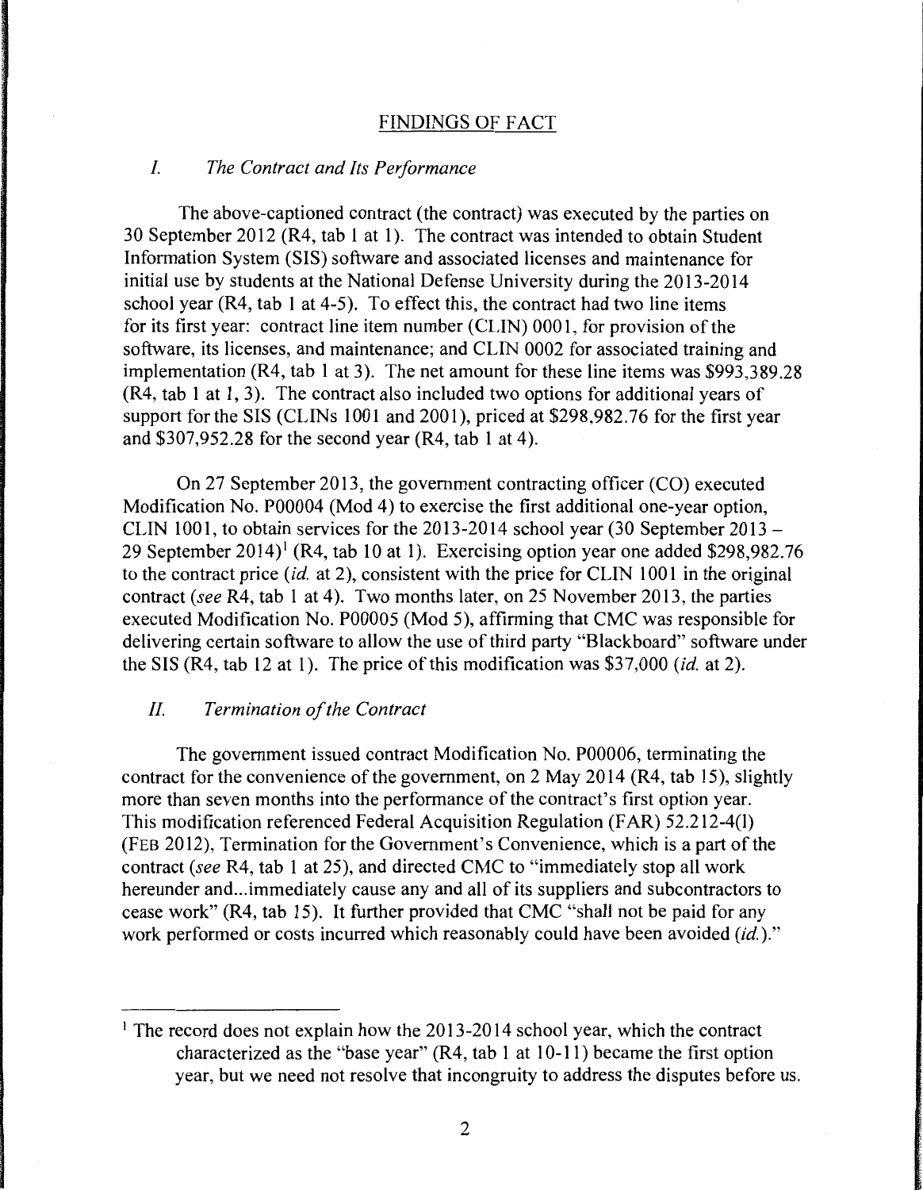## FINDINGS OF FACT

### *I. The Contract and Its Performance*

The above-captioned contract (the contract) was executed by the parties on 30 September 2012 (R4, tab 1 at 1). The contract was intended to obtain Student Information System (SIS) software and associated licenses and maintenance for initial use by students at the National Defense University during the 2013-2014 school year (R4, tab 1 at 4-5). To effect this, the contract had two line items for its first year: contract line item number (CLIN) 0001, for provision of the software, its licenses, and maintenance; and CLIN 0002 for associated training and implementation (R4, tab 1 at 3). The net amount for these line items was $993,389.28 (R4, tab 1 at 1, 3). The contract also included two options for additional years of support for the SIS (CLINs 1001 and 2001), priced at $298,982.76 for the first year and $307,952.28 for the second year (R4, tab 1 at 4).

On 27 September 2013, the government contracting officer (CO) executed Modification No. P00004 (Mod 4) to exercise the first additional one-year option, CLIN 1001, to obtain services for the 2013-2014 school year (30 September 2013 – 29 September 2014)[1] (R4, tab 10 at 1). Exercising option year one added $298,982.76 to the contract price (*id.* at 2), consistent with the price for CLIN 1001 in the original contract (*see* R4, tab 1 at 4). Two months later, on 25 November 2013, the parties executed Modification No. P00005 (Mod 5), affirming that CMC was responsible for delivering certain software to allow the use of third party "Blackboard" software under the SIS (R4, tab 12 at 1). The price of this modification was $37,000 (*id.* at 2).

### *II. Termination of the Contract*

The government issued contract Modification No. P00006, terminating the contract for the convenience of the government, on 2 May 2014 (R4, tab 15), slightly more than seven months into the performance of the contract's first option year. This modification referenced Federal Acquisition Regulation (FAR) 52.212-4(l) (FEB 2012), Termination for the Government's Convenience, which is a part of the contract (*see* R4, tab 1 at 25), and directed CMC to "immediately stop all work hereunder and...immediately cause any and all of its suppliers and subcontractors to cease work" (R4, tab 15). It further provided that CMC "shall not be paid for any work performed or costs incurred which reasonably could have been avoided (*id.*)."

---

[1] The record does not explain how the 2013-2014 school year, which the contract characterized as the "base year" (R4, tab 1 at 10-11) became the first option year, but we need not resolve that incongruity to address the disputes before us.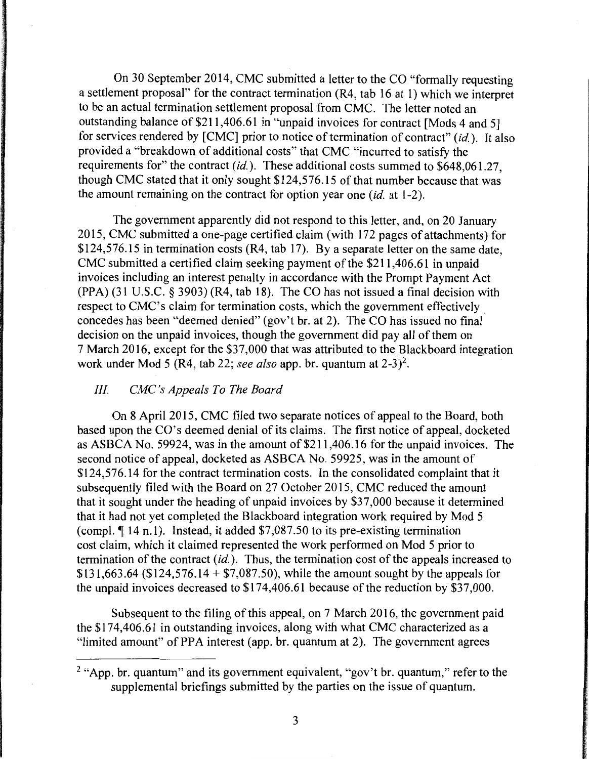On 30 September 2014, CMC submitted a letter to the CO "formally requesting a settlement proposal" for the contract termination (R4, tab 16 at 1) which we interpret to be an actual termination settlement proposal from CMC. The letter noted an outstanding balance of $211,406.61 in "unpaid invoices for contract [Mods 4 and 5] for services rendered by [CMC] prior to notice of termination of contract" (*id.*). It also provided a "breakdown of additional costs" that CMC "incurred to satisfy the requirements for" the contract (*id.*). These additional costs summed to $648,061.27, though CMC stated that it only sought $124,576.15 of that number because that was the amount remaining on the contract for option year one (*id.* at 1-2).

The government apparently did not respond to this letter, and, on 20 January 2015, CMC submitted a one-page certified claim (with 172 pages of attachments) for $124,576.15 in termination costs (R4, tab 17). By a separate letter on the same date, CMC submitted a certified claim seeking payment of the $211,406.61 in unpaid invoices including an interest penalty in accordance with the Prompt Payment Act (PPA) (31 U.S.C. § 3903) (R4, tab 18). The CO has not issued a final decision with respect to CMC's claim for termination costs, which the government effectively concedes has been "deemed denied" (gov't br. at 2). The CO has issued no final decision on the unpaid invoices, though the government did pay all of them on 7 March 2016, except for the $37,000 that was attributed to the Blackboard integration work under Mod 5 (R4, tab 22; *see also* app. br. quantum at 2-3)[2].

### *III. CMC's Appeals To The Board*

On 8 April 2015, CMC filed two separate notices of appeal to the Board, both based upon the CO's deemed denial of its claims. The first notice of appeal, docketed as ASBCA No. 59924, was in the amount of $211,406.16 for the unpaid invoices. The second notice of appeal, docketed as ASBCA No. 59925, was in the amount of $124,576.14 for the contract termination costs. In the consolidated complaint that it subsequently filed with the Board on 27 October 2015, CMC reduced the amount that it sought under the heading of unpaid invoices by $37,000 because it determined that it had not yet completed the Blackboard integration work required by Mod 5 (compl. ¶ 14 n.1). Instead, it added $7,087.50 to its pre-existing termination cost claim, which it claimed represented the work performed on Mod 5 prior to termination of the contract (*id.*). Thus, the termination cost of the appeals increased to $131,663.64 ($124,576.14 + $7,087.50), while the amount sought by the appeals for the unpaid invoices decreased to $174,406.61 because of the reduction by $37,000.

Subsequent to the filing of this appeal, on 7 March 2016, the government paid the $174,406.61 in outstanding invoices, along with what CMC characterized as a "limited amount" of PPA interest (app. br. quantum at 2). The government agrees

---

[2] "App. br. quantum" and its government equivalent, "gov't br. quantum," refer to the supplemental briefings submitted by the parties on the issue of quantum.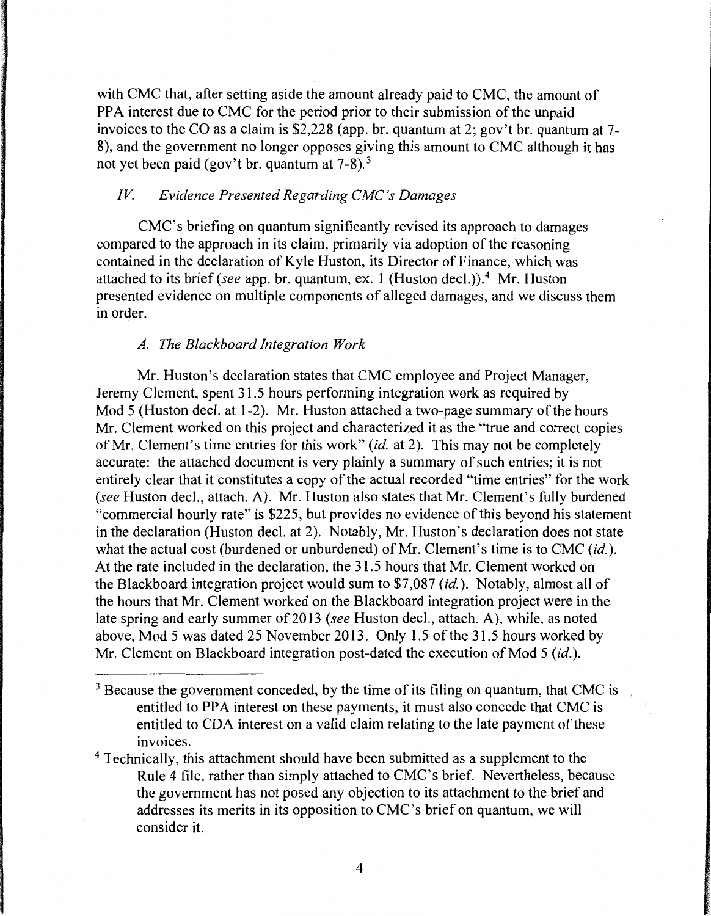with CMC that, after setting aside the amount already paid to CMC, the amount of PPA interest due to CMC for the period prior to their submission of the unpaid invoices to the CO as a claim is $2,228 (app. br. quantum at 2; gov't br. quantum at 7-8), and the government no longer opposes giving this amount to CMC although it has not yet been paid (gov't br. quantum at 7-8).[3]

### *IV. Evidence Presented Regarding CMC's Damages*

CMC's briefing on quantum significantly revised its approach to damages compared to the approach in its claim, primarily via adoption of the reasoning contained in the declaration of Kyle Huston, its Director of Finance, which was attached to its brief (*see* app. br. quantum, ex. 1 (Huston decl.)).[4] Mr. Huston presented evidence on multiple components of alleged damages, and we discuss them in order.

#### *A. The Blackboard Integration Work*

Mr. Huston's declaration states that CMC employee and Project Manager, Jeremy Clement, spent 31.5 hours performing integration work as required by Mod 5 (Huston decl. at 1-2). Mr. Huston attached a two-page summary of the hours Mr. Clement worked on this project and characterized it as the "true and correct copies of Mr. Clement's time entries for this work" (*id.* at 2). This may not be completely accurate: the attached document is very plainly a summary of such entries; it is not entirely clear that it constitutes a copy of the actual recorded "time entries" for the work (*see* Huston decl., attach. A). Mr. Huston also states that Mr. Clement's fully burdened "commercial hourly rate" is $225, but provides no evidence of this beyond his statement in the declaration (Huston decl. at 2). Notably, Mr. Huston's declaration does not state what the actual cost (burdened or unburdened) of Mr. Clement's time is to CMC (*id.*). At the rate included in the declaration, the 31.5 hours that Mr. Clement worked on the Blackboard integration project would sum to $7,087 (*id.*). Notably, almost all of the hours that Mr. Clement worked on the Blackboard integration project were in the late spring and early summer of 2013 (*see* Huston decl., attach. A), while, as noted above, Mod 5 was dated 25 November 2013. Only 1.5 of the 31.5 hours worked by Mr. Clement on Blackboard integration post-dated the execution of Mod 5 (*id.*).

---

[3] Because the government conceded, by the time of its filing on quantum, that CMC is entitled to PPA interest on these payments, it must also concede that CMC is entitled to CDA interest on a valid claim relating to the late payment of these invoices.

[4] Technically, this attachment should have been submitted as a supplement to the Rule 4 file, rather than simply attached to CMC's brief. Nevertheless, because the government has not posed any objection to its attachment to the brief and addresses its merits in its opposition to CMC's brief on quantum, we will consider it.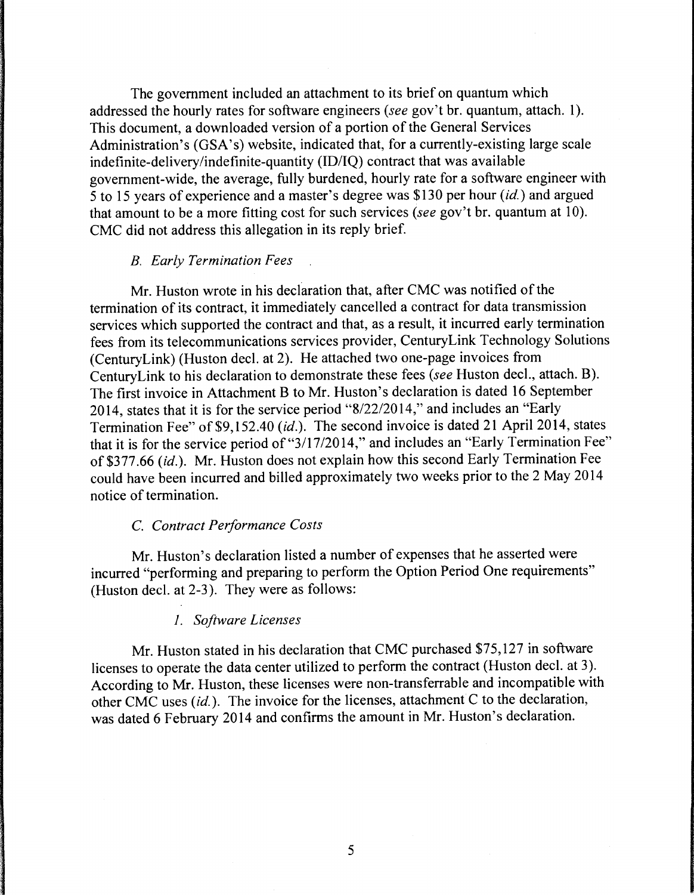The government included an attachment to its brief on quantum which addressed the hourly rates for software engineers (*see* gov't br. quantum, attach. 1). This document, a downloaded version of a portion of the General Services Administration's (GSA's) website, indicated that, for a currently-existing large scale indefinite-delivery/indefinite-quantity (ID/IQ) contract that was available government-wide, the average, fully burdened, hourly rate for a software engineer with 5 to 15 years of experience and a master's degree was $130 per hour (*id.*) and argued that amount to be a more fitting cost for such services (*see* gov't br. quantum at 10). CMC did not address this allegation in its reply brief.

*B. Early Termination Fees*

Mr. Huston wrote in his declaration that, after CMC was notified of the termination of its contract, it immediately cancelled a contract for data transmission services which supported the contract and that, as a result, it incurred early termination fees from its telecommunications services provider, CenturyLink Technology Solutions (CenturyLink) (Huston decl. at 2). He attached two one-page invoices from CenturyLink to his declaration to demonstrate these fees (*see* Huston decl., attach. B). The first invoice in Attachment B to Mr. Huston's declaration is dated 16 September 2014, states that it is for the service period "8/22/2014," and includes an "Early Termination Fee" of $9,152.40 (*id.*). The second invoice is dated 21 April 2014, states that it is for the service period of "3/17/2014," and includes an "Early Termination Fee" of $377.66 (*id.*). Mr. Huston does not explain how this second Early Termination Fee could have been incurred and billed approximately two weeks prior to the 2 May 2014 notice of termination.

*C. Contract Performance Costs*

Mr. Huston's declaration listed a number of expenses that he asserted were incurred "performing and preparing to perform the Option Period One requirements" (Huston decl. at 2-3). They were as follows:

*1. Software Licenses*

Mr. Huston stated in his declaration that CMC purchased $75,127 in software licenses to operate the data center utilized to perform the contract (Huston decl. at 3). According to Mr. Huston, these licenses were non-transferrable and incompatible with other CMC uses (*id.*). The invoice for the licenses, attachment C to the declaration, was dated 6 February 2014 and confirms the amount in Mr. Huston's declaration.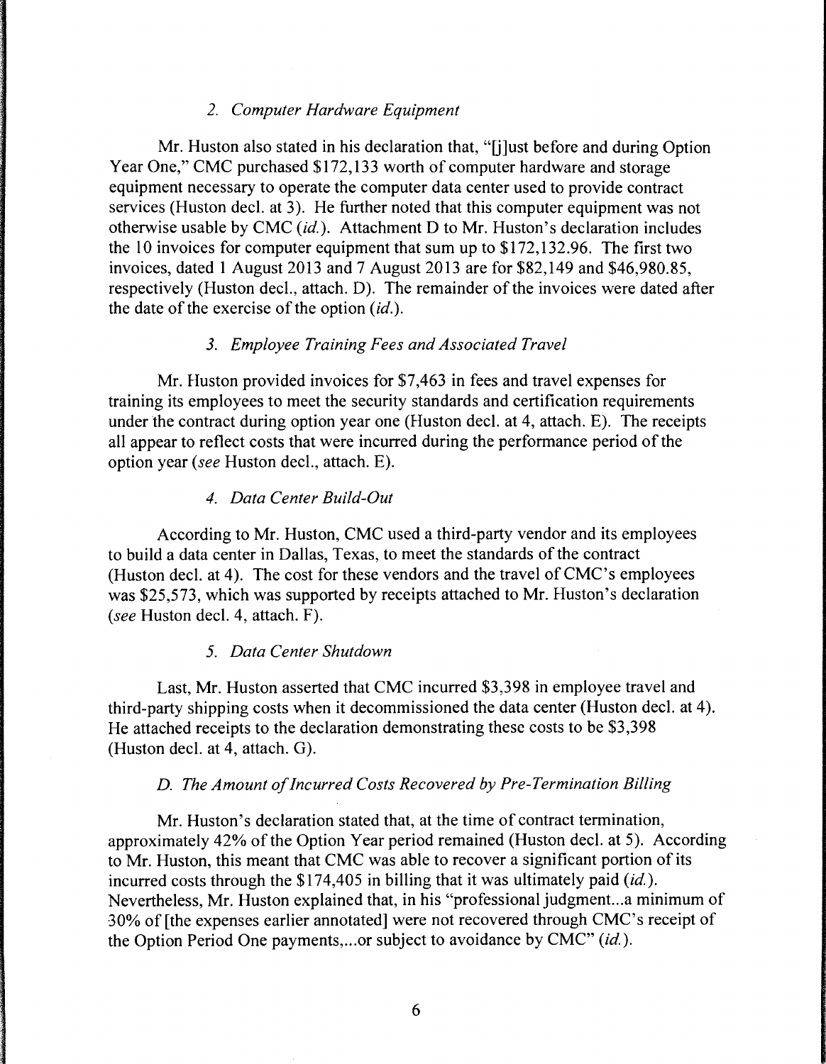### *2. Computer Hardware Equipment*

Mr. Huston also stated in his declaration that, "[j]ust before and during Option Year One," CMC purchased $172,133 worth of computer hardware and storage equipment necessary to operate the computer data center used to provide contract services (Huston decl. at 3). He further noted that this computer equipment was not otherwise usable by CMC (*id.*). Attachment D to Mr. Huston's declaration includes the 10 invoices for computer equipment that sum up to $172,132.96. The first two invoices, dated 1 August 2013 and 7 August 2013 are for $82,149 and $46,980.85, respectively (Huston decl., attach. D). The remainder of the invoices were dated after the date of the exercise of the option (*id.*).

### *3. Employee Training Fees and Associated Travel*

Mr. Huston provided invoices for $7,463 in fees and travel expenses for training its employees to meet the security standards and certification requirements under the contract during option year one (Huston decl. at 4, attach. E). The receipts all appear to reflect costs that were incurred during the performance period of the option year (*see* Huston decl., attach. E).

### *4. Data Center Build-Out*

According to Mr. Huston, CMC used a third-party vendor and its employees to build a data center in Dallas, Texas, to meet the standards of the contract (Huston decl. at 4). The cost for these vendors and the travel of CMC's employees was $25,573, which was supported by receipts attached to Mr. Huston's declaration (*see* Huston decl. 4, attach. F).

### *5. Data Center Shutdown*

Last, Mr. Huston asserted that CMC incurred $3,398 in employee travel and third-party shipping costs when it decommissioned the data center (Huston decl. at 4). He attached receipts to the declaration demonstrating these costs to be $3,398 (Huston decl. at 4, attach. G).

## *D. The Amount of Incurred Costs Recovered by Pre-Termination Billing*

Mr. Huston's declaration stated that, at the time of contract termination, approximately 42% of the Option Year period remained (Huston decl. at 5). According to Mr. Huston, this meant that CMC was able to recover a significant portion of its incurred costs through the $174,405 in billing that it was ultimately paid (*id.*). Nevertheless, Mr. Huston explained that, in his "professional judgment...a minimum of 30% of [the expenses earlier annotated] were not recovered through CMC's receipt of the Option Period One payments,...or subject to avoidance by CMC" (*id.*).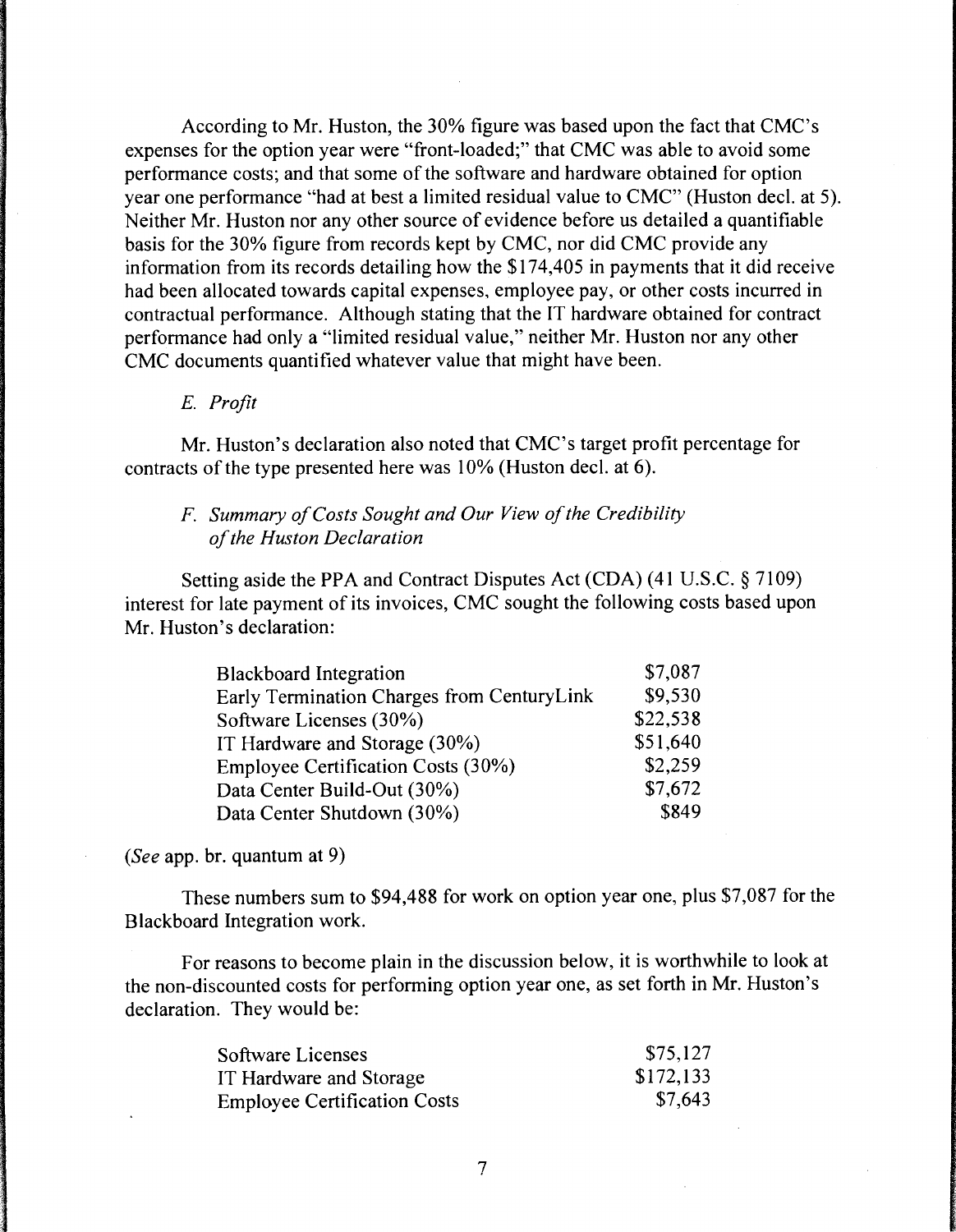According to Mr. Huston, the 30% figure was based upon the fact that CMC's expenses for the option year were "front-loaded;" that CMC was able to avoid some performance costs; and that some of the software and hardware obtained for option year one performance "had at best a limited residual value to CMC" (Huston decl. at 5). Neither Mr. Huston nor any other source of evidence before us detailed a quantifiable basis for the 30% figure from records kept by CMC, nor did CMC provide any information from its records detailing how the $174,405 in payments that it did receive had been allocated towards capital expenses, employee pay, or other costs incurred in contractual performance. Although stating that the IT hardware obtained for contract performance had only a "limited residual value," neither Mr. Huston nor any other CMC documents quantified whatever value that might have been.

*E. Profit*

Mr. Huston's declaration also noted that CMC's target profit percentage for contracts of the type presented here was 10% (Huston decl. at 6).

*F. Summary of Costs Sought and Our View of the Credibility of the Huston Declaration*

Setting aside the PPA and Contract Disputes Act (CDA) (41 U.S.C. § 7109) interest for late payment of its invoices, CMC sought the following costs based upon Mr. Huston's declaration:

| | |
|---|---|
| Blackboard Integration | $7,087 |
| Early Termination Charges from CenturyLink | $9,530 |
| Software Licenses (30%) | $22,538 |
| IT Hardware and Storage (30%) | $51,640 |
| Employee Certification Costs (30%) | $2,259 |
| Data Center Build-Out (30%) | $7,672 |
| Data Center Shutdown (30%) | $849 |

(*See* app. br. quantum at 9)

These numbers sum to $94,488 for work on option year one, plus $7,087 for the Blackboard Integration work.

For reasons to become plain in the discussion below, it is worthwhile to look at the non-discounted costs for performing option year one, as set forth in Mr. Huston's declaration. They would be:

| | |
|---|---|
| Software Licenses | $75,127 |
| IT Hardware and Storage | $172,133 |
| Employee Certification Costs | $7,643 |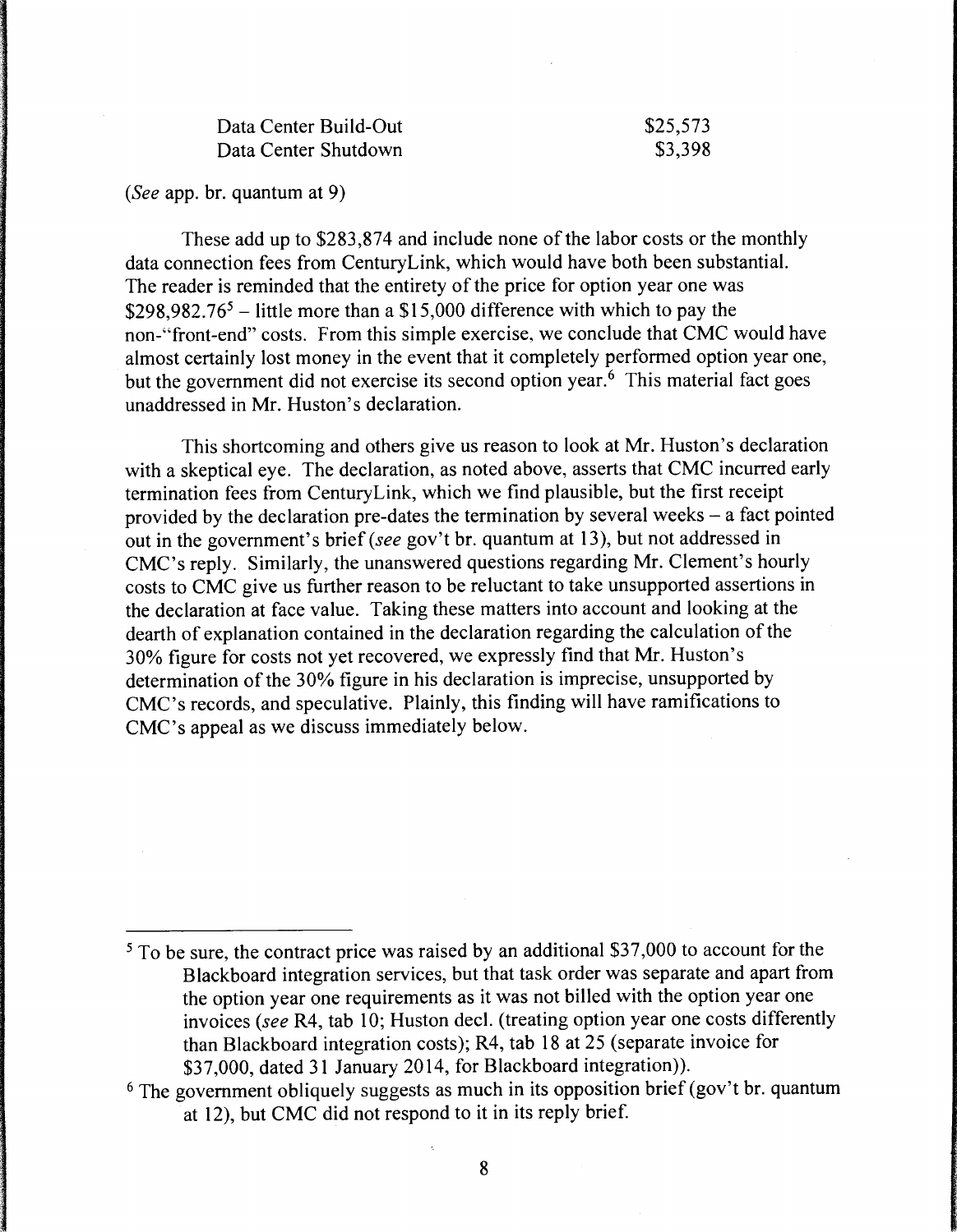| | |
|---|---|
| Data Center Build-Out | $25,573 |
| Data Center Shutdown | $3,398 |

(*See* app. br. quantum at 9)

These add up to $283,874 and include none of the labor costs or the monthly data connection fees from CenturyLink, which would have both been substantial. The reader is reminded that the entirety of the price for option year one was $298,982.76[5] – little more than a $15,000 difference with which to pay the non-"front-end" costs. From this simple exercise, we conclude that CMC would have almost certainly lost money in the event that it completely performed option year one, but the government did not exercise its second option year.[6] This material fact goes unaddressed in Mr. Huston's declaration.

This shortcoming and others give us reason to look at Mr. Huston's declaration with a skeptical eye. The declaration, as noted above, asserts that CMC incurred early termination fees from CenturyLink, which we find plausible, but the first receipt provided by the declaration pre-dates the termination by several weeks – a fact pointed out in the government's brief (*see* gov't br. quantum at 13), but not addressed in CMC's reply. Similarly, the unanswered questions regarding Mr. Clement's hourly costs to CMC give us further reason to be reluctant to take unsupported assertions in the declaration at face value. Taking these matters into account and looking at the dearth of explanation contained in the declaration regarding the calculation of the 30% figure for costs not yet recovered, we expressly find that Mr. Huston's determination of the 30% figure in his declaration is imprecise, unsupported by CMC's records, and speculative. Plainly, this finding will have ramifications to CMC's appeal as we discuss immediately below.

---

[5] To be sure, the contract price was raised by an additional $37,000 to account for the Blackboard integration services, but that task order was separate and apart from the option year one requirements as it was not billed with the option year one invoices (*see* R4, tab 10; Huston decl. (treating option year one costs differently than Blackboard integration costs); R4, tab 18 at 25 (separate invoice for $37,000, dated 31 January 2014, for Blackboard integration)).

[6] The government obliquely suggests as much in its opposition brief (gov't br. quantum at 12), but CMC did not respond to it in its reply brief.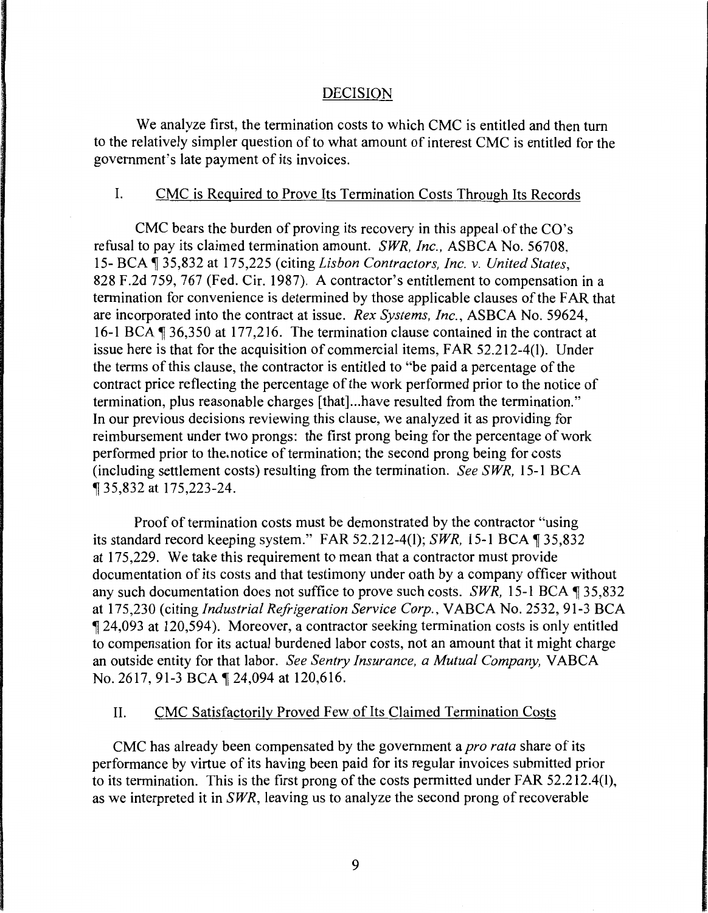## DECISION

We analyze first, the termination costs to which CMC is entitled and then turn to the relatively simpler question of to what amount of interest CMC is entitled for the government's late payment of its invoices.

### I. CMC is Required to Prove Its Termination Costs Through Its Records

CMC bears the burden of proving its recovery in this appeal of the CO's refusal to pay its claimed termination amount. *SWR, Inc.*, ASBCA No. 56708, 15- BCA ¶ 35,832 at 175,225 (citing *Lisbon Contractors, Inc. v. United States*, 828 F.2d 759, 767 (Fed. Cir. 1987). A contractor's entitlement to compensation in a termination for convenience is determined by those applicable clauses of the FAR that are incorporated into the contract at issue. *Rex Systems, Inc.*, ASBCA No. 59624, 16-1 BCA ¶ 36,350 at 177,216. The termination clause contained in the contract at issue here is that for the acquisition of commercial items, FAR 52.212-4(l). Under the terms of this clause, the contractor is entitled to "be paid a percentage of the contract price reflecting the percentage of the work performed prior to the notice of termination, plus reasonable charges [that]...have resulted from the termination." In our previous decisions reviewing this clause, we analyzed it as providing for reimbursement under two prongs: the first prong being for the percentage of work performed prior to the notice of termination; the second prong being for costs (including settlement costs) resulting from the termination. *See SWR*, 15-1 BCA ¶ 35,832 at 175,223-24.

Proof of termination costs must be demonstrated by the contractor "using its standard record keeping system." FAR 52.212-4(l); *SWR*, 15-1 BCA ¶ 35,832 at 175,229. We take this requirement to mean that a contractor must provide documentation of its costs and that testimony under oath by a company officer without any such documentation does not suffice to prove such costs. *SWR*, 15-1 BCA ¶ 35,832 at 175,230 (citing *Industrial Refrigeration Service Corp.*, VABCA No. 2532, 91-3 BCA ¶ 24,093 at 120,594). Moreover, a contractor seeking termination costs is only entitled to compensation for its actual burdened labor costs, not an amount that it might charge an outside entity for that labor. *See Sentry Insurance, a Mutual Company*, VABCA No. 2617, 91-3 BCA ¶ 24,094 at 120,616.

### II. CMC Satisfactorily Proved Few of Its Claimed Termination Costs

CMC has already been compensated by the government a *pro rata* share of its performance by virtue of its having been paid for its regular invoices submitted prior to its termination. This is the first prong of the costs permitted under FAR 52.212.4(l), as we interpreted it in *SWR*, leaving us to analyze the second prong of recoverable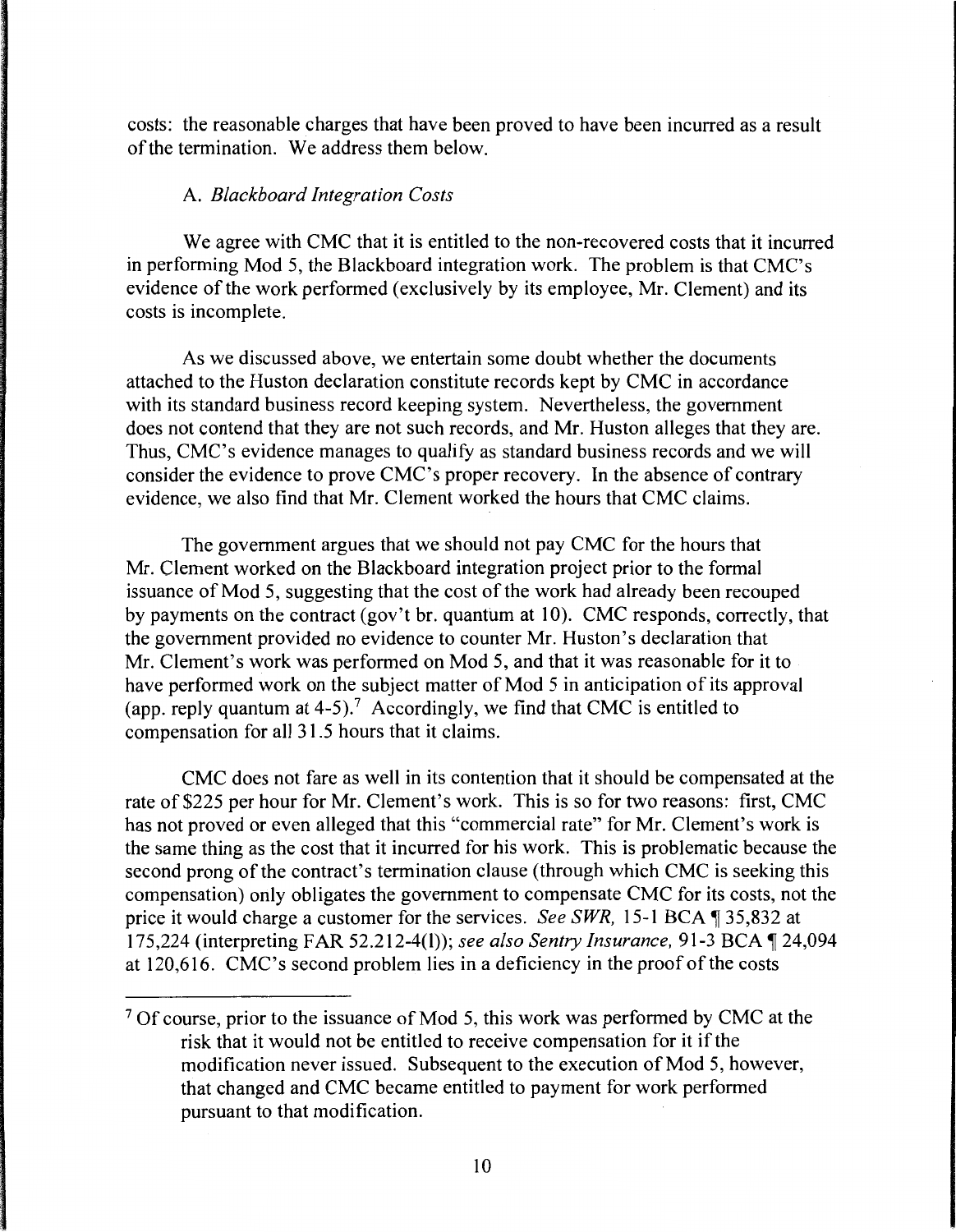costs: the reasonable charges that have been proved to have been incurred as a result of the termination. We address them below.

### A. *Blackboard Integration Costs*

We agree with CMC that it is entitled to the non-recovered costs that it incurred in performing Mod 5, the Blackboard integration work. The problem is that CMC's evidence of the work performed (exclusively by its employee, Mr. Clement) and its costs is incomplete.

As we discussed above, we entertain some doubt whether the documents attached to the Huston declaration constitute records kept by CMC in accordance with its standard business record keeping system. Nevertheless, the government does not contend that they are not such records, and Mr. Huston alleges that they are. Thus, CMC's evidence manages to qualify as standard business records and we will consider the evidence to prove CMC's proper recovery. In the absence of contrary evidence, we also find that Mr. Clement worked the hours that CMC claims.

The government argues that we should not pay CMC for the hours that Mr. Clement worked on the Blackboard integration project prior to the formal issuance of Mod 5, suggesting that the cost of the work had already been recouped by payments on the contract (gov't br. quantum at 10). CMC responds, correctly, that the government provided no evidence to counter Mr. Huston's declaration that Mr. Clement's work was performed on Mod 5, and that it was reasonable for it to have performed work on the subject matter of Mod 5 in anticipation of its approval (app. reply quantum at 4-5).[7] Accordingly, we find that CMC is entitled to compensation for all 31.5 hours that it claims.

CMC does not fare as well in its contention that it should be compensated at the rate of $225 per hour for Mr. Clement's work. This is so for two reasons: first, CMC has not proved or even alleged that this "commercial rate" for Mr. Clement's work is the same thing as the cost that it incurred for his work. This is problematic because the second prong of the contract's termination clause (through which CMC is seeking this compensation) only obligates the government to compensate CMC for its costs, not the price it would charge a customer for the services. *See SWR,* 15-1 BCA ¶ 35,832 at 175,224 (interpreting FAR 52.212-4(l)); *see also Sentry Insurance,* 91-3 BCA ¶ 24,094 at 120,616. CMC's second problem lies in a deficiency in the proof of the costs

---

[7] Of course, prior to the issuance of Mod 5, this work was performed by CMC at the risk that it would not be entitled to receive compensation for it if the modification never issued. Subsequent to the execution of Mod 5, however, that changed and CMC became entitled to payment for work performed pursuant to that modification.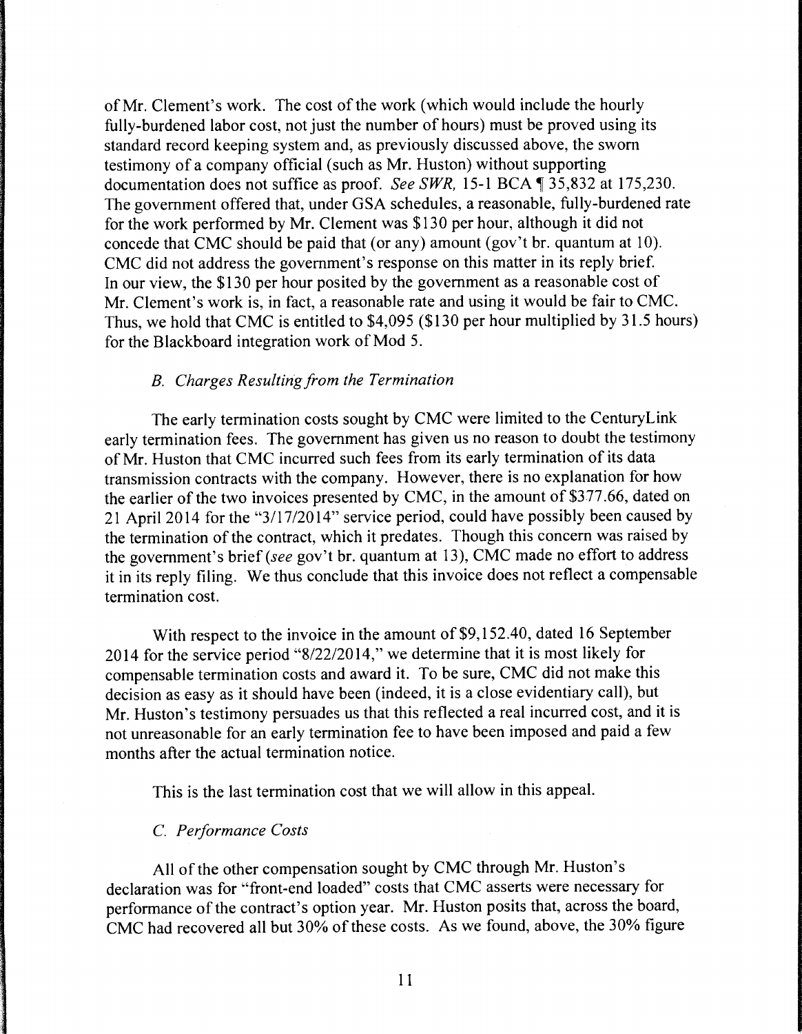of Mr. Clement's work. The cost of the work (which would include the hourly fully-burdened labor cost, not just the number of hours) must be proved using its standard record keeping system and, as previously discussed above, the sworn testimony of a company official (such as Mr. Huston) without supporting documentation does not suffice as proof. *See SWR,* 15-1 BCA ¶ 35,832 at 175,230. The government offered that, under GSA schedules, a reasonable, fully-burdened rate for the work performed by Mr. Clement was $130 per hour, although it did not concede that CMC should be paid that (or any) amount (gov't br. quantum at 10). CMC did not address the government's response on this matter in its reply brief. In our view, the $130 per hour posited by the government as a reasonable cost of Mr. Clement's work is, in fact, a reasonable rate and using it would be fair to CMC. Thus, we hold that CMC is entitled to $4,095 ($130 per hour multiplied by 31.5 hours) for the Blackboard integration work of Mod 5.

### *B. Charges Resulting from the Termination*

The early termination costs sought by CMC were limited to the CenturyLink early termination fees. The government has given us no reason to doubt the testimony of Mr. Huston that CMC incurred such fees from its early termination of its data transmission contracts with the company. However, there is no explanation for how the earlier of the two invoices presented by CMC, in the amount of $377.66, dated on 21 April 2014 for the "3/17/2014" service period, could have possibly been caused by the termination of the contract, which it predates. Though this concern was raised by the government's brief (*see* gov't br. quantum at 13), CMC made no effort to address it in its reply filing. We thus conclude that this invoice does not reflect a compensable termination cost.

With respect to the invoice in the amount of $9,152.40, dated 16 September 2014 for the service period "8/22/2014," we determine that it is most likely for compensable termination costs and award it. To be sure, CMC did not make this decision as easy as it should have been (indeed, it is a close evidentiary call), but Mr. Huston's testimony persuades us that this reflected a real incurred cost, and it is not unreasonable for an early termination fee to have been imposed and paid a few months after the actual termination notice.

This is the last termination cost that we will allow in this appeal.

### *C. Performance Costs*

All of the other compensation sought by CMC through Mr. Huston's declaration was for "front-end loaded" costs that CMC asserts were necessary for performance of the contract's option year. Mr. Huston posits that, across the board, CMC had recovered all but 30% of these costs. As we found, above, the 30% figure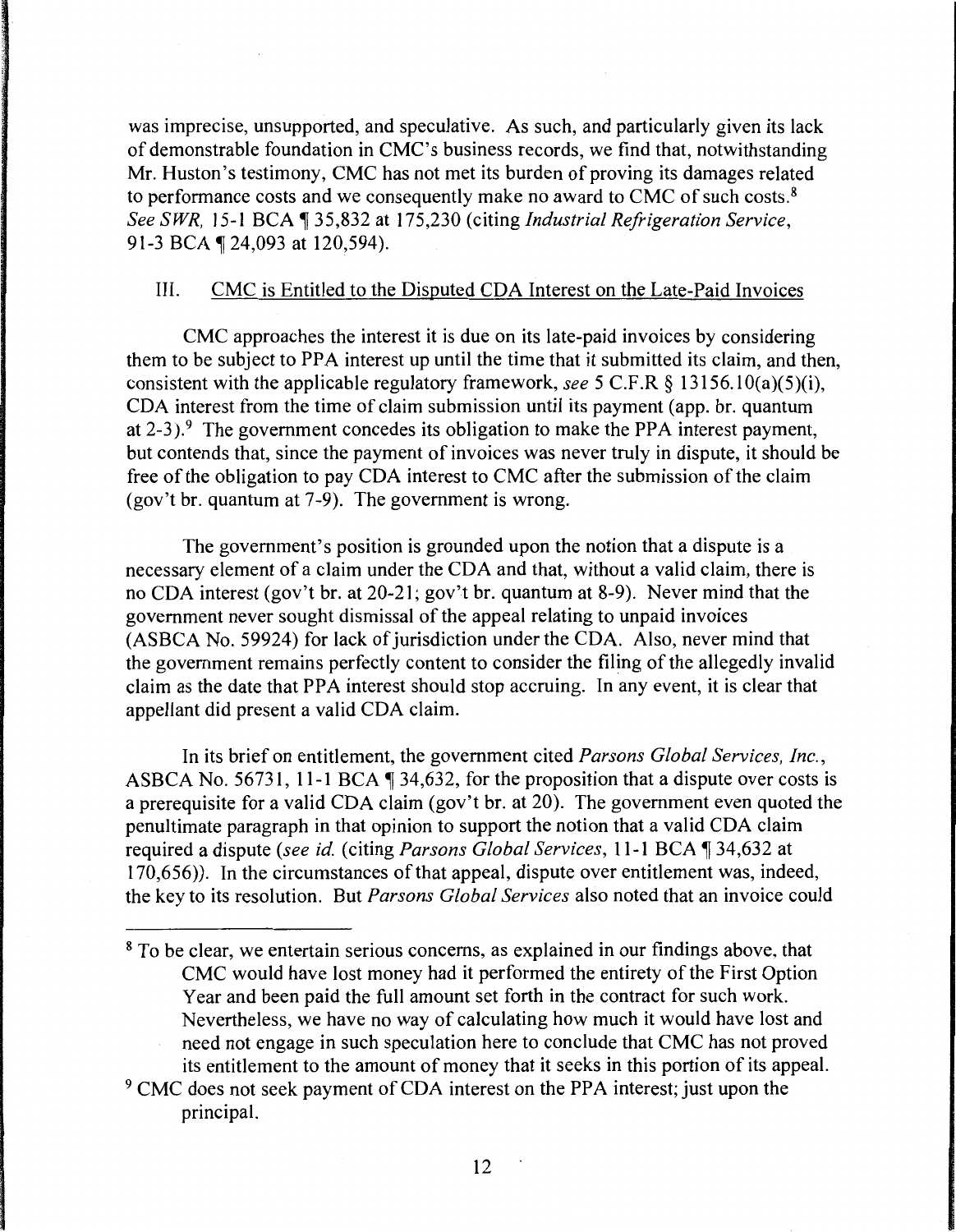was imprecise, unsupported, and speculative. As such, and particularly given its lack of demonstrable foundation in CMC's business records, we find that, notwithstanding Mr. Huston's testimony, CMC has not met its burden of proving its damages related to performance costs and we consequently make no award to CMC of such costs.[8] *See SWR*, 15-1 BCA ¶ 35,832 at 175,230 (citing *Industrial Refrigeration Service*, 91-3 BCA ¶ 24,093 at 120,594).

## III. CMC is Entitled to the Disputed CDA Interest on the Late-Paid Invoices

CMC approaches the interest it is due on its late-paid invoices by considering them to be subject to PPA interest up until the time that it submitted its claim, and then, consistent with the applicable regulatory framework, *see* 5 C.F.R § 13156.10(a)(5)(i), CDA interest from the time of claim submission until its payment (app. br. quantum at 2-3).[9] The government concedes its obligation to make the PPA interest payment, but contends that, since the payment of invoices was never truly in dispute, it should be free of the obligation to pay CDA interest to CMC after the submission of the claim (gov't br. quantum at 7-9). The government is wrong.

The government's position is grounded upon the notion that a dispute is a necessary element of a claim under the CDA and that, without a valid claim, there is no CDA interest (gov't br. at 20-21; gov't br. quantum at 8-9). Never mind that the government never sought dismissal of the appeal relating to unpaid invoices (ASBCA No. 59924) for lack of jurisdiction under the CDA. Also, never mind that the government remains perfectly content to consider the filing of the allegedly invalid claim as the date that PPA interest should stop accruing. In any event, it is clear that appellant did present a valid CDA claim.

In its brief on entitlement, the government cited *Parsons Global Services, Inc.*, ASBCA No. 56731, 11-1 BCA ¶ 34,632, for the proposition that a dispute over costs is a prerequisite for a valid CDA claim (gov't br. at 20). The government even quoted the penultimate paragraph in that opinion to support the notion that a valid CDA claim required a dispute (*see id.* (citing *Parsons Global Services*, 11-1 BCA ¶ 34,632 at 170,656)). In the circumstances of that appeal, dispute over entitlement was, indeed, the key to its resolution. But *Parsons Global Services* also noted that an invoice could

---

[8] To be clear, we entertain serious concerns, as explained in our findings above, that CMC would have lost money had it performed the entirety of the First Option Year and been paid the full amount set forth in the contract for such work. Nevertheless, we have no way of calculating how much it would have lost and need not engage in such speculation here to conclude that CMC has not proved its entitlement to the amount of money that it seeks in this portion of its appeal.

[9] CMC does not seek payment of CDA interest on the PPA interest; just upon the principal.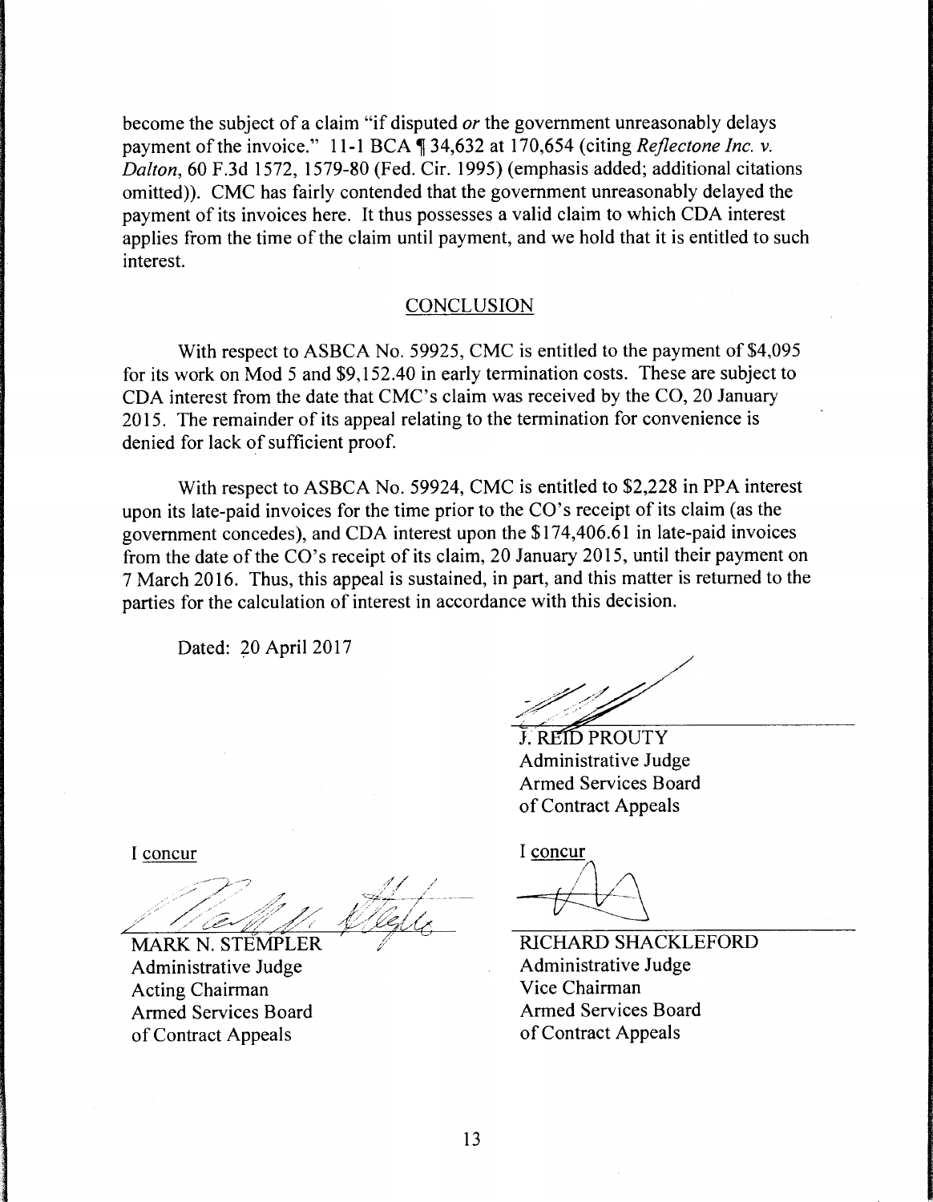become the subject of a claim "if disputed *or* the government unreasonably delays payment of the invoice." 11-1 BCA ¶ 34,632 at 170,654 (citing *Reflectone Inc. v. Dalton*, 60 F.3d 1572, 1579-80 (Fed. Cir. 1995) (emphasis added; additional citations omitted)). CMC has fairly contended that the government unreasonably delayed the payment of its invoices here. It thus possesses a valid claim to which CDA interest applies from the time of the claim until payment, and we hold that it is entitled to such interest.

## CONCLUSION

With respect to ASBCA No. 59925, CMC is entitled to the payment of $4,095 for its work on Mod 5 and $9,152.40 in early termination costs. These are subject to CDA interest from the date that CMC's claim was received by the CO, 20 January 2015. The remainder of its appeal relating to the termination for convenience is denied for lack of sufficient proof.

With respect to ASBCA No. 59924, CMC is entitled to $2,228 in PPA interest upon its late-paid invoices for the time prior to the CO's receipt of its claim (as the government concedes), and CDA interest upon the $174,406.61 in late-paid invoices from the date of the CO's receipt of its claim, 20 January 2015, until their payment on 7 March 2016. Thus, this appeal is sustained, in part, and this matter is returned to the parties for the calculation of interest in accordance with this decision.

Dated: 20 April 2017

J. REID PROUTY
Administrative Judge
Armed Services Board
of Contract Appeals

I concur

MARK N. STEMPLER
Administrative Judge
Acting Chairman
Armed Services Board
of Contract Appeals

I concur

RICHARD SHACKLEFORD
Administrative Judge
Vice Chairman
Armed Services Board
of Contract Appeals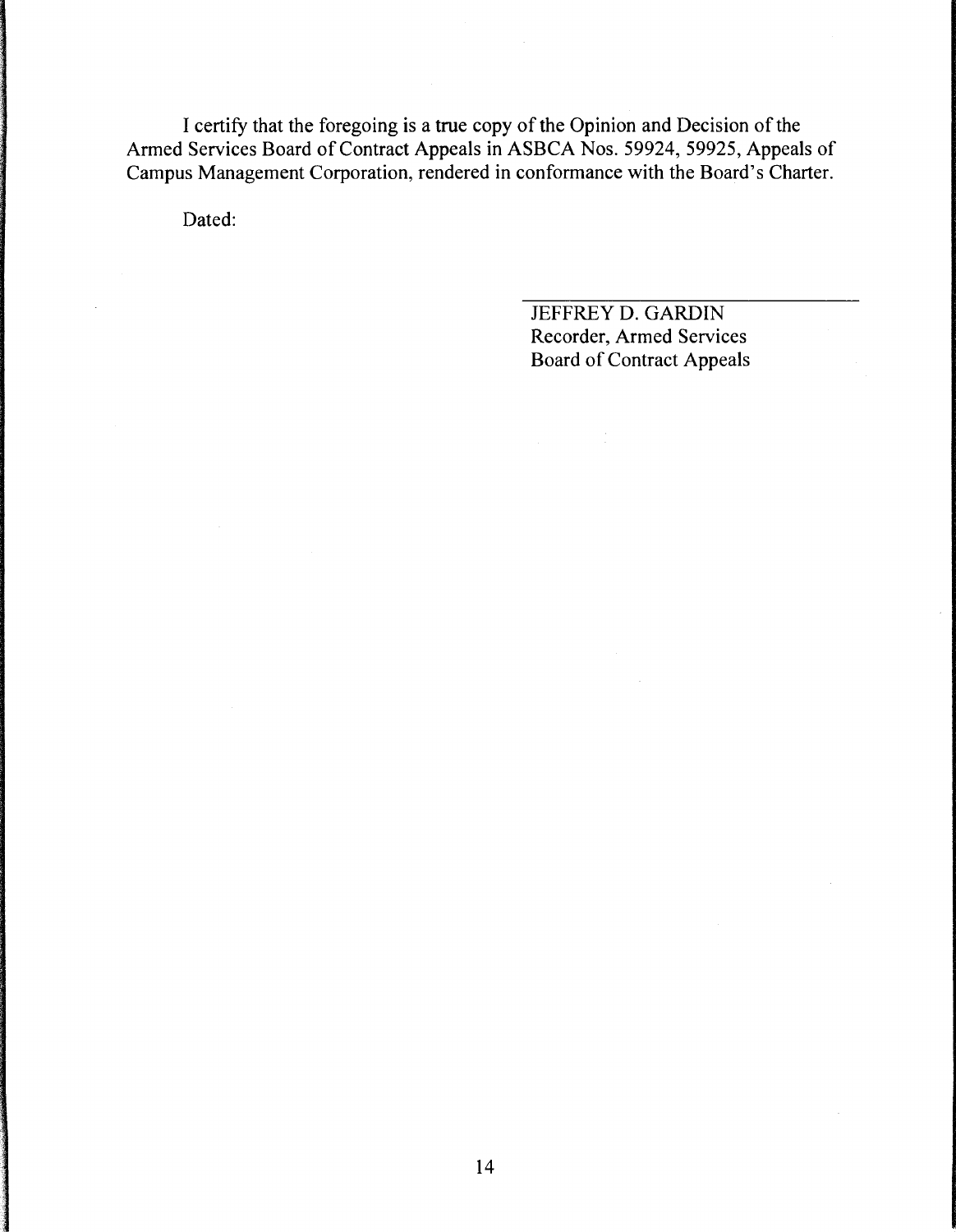I certify that the foregoing is a true copy of the Opinion and Decision of the Armed Services Board of Contract Appeals in ASBCA Nos. 59924, 59925, Appeals of Campus Management Corporation, rendered in conformance with the Board's Charter.

Dated:

JEFFREY D. GARDIN
Recorder, Armed Services
Board of Contract Appeals